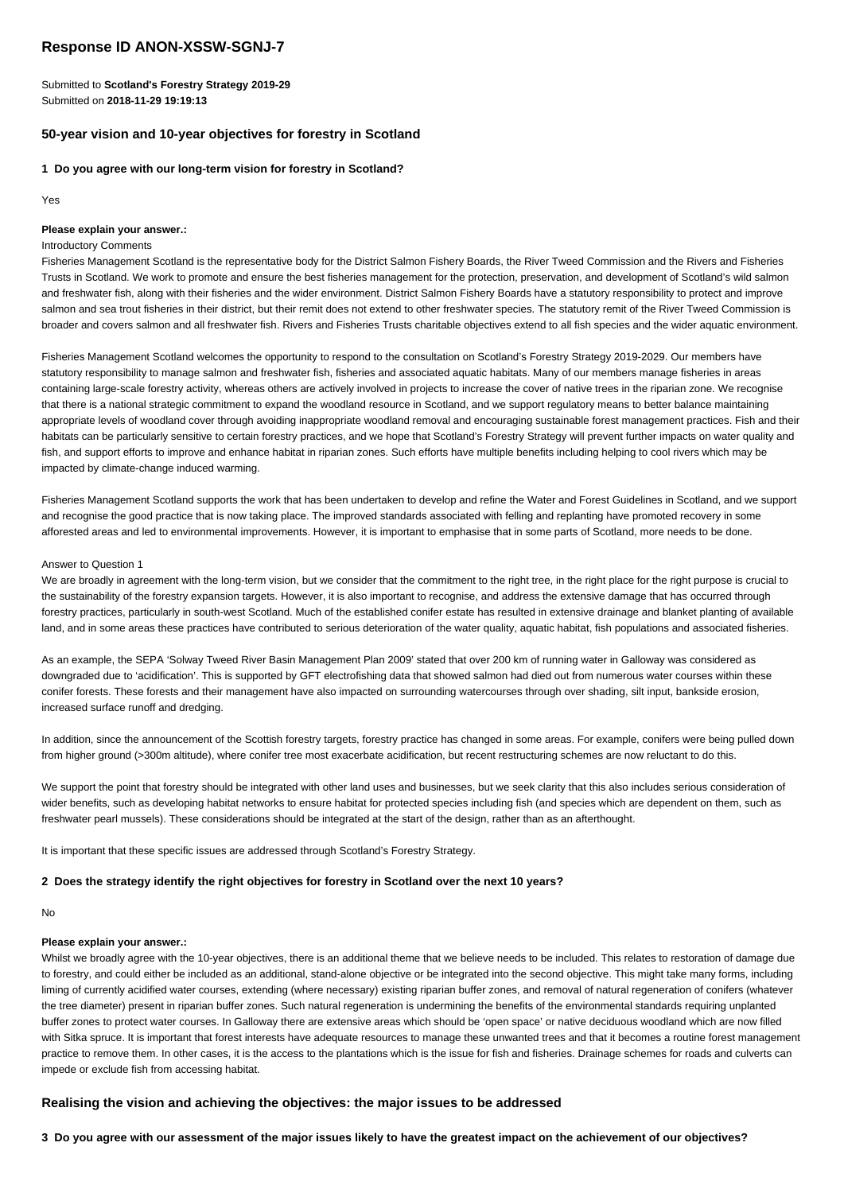# Response ID ANON-XSSW-SGNJ-7

Submitted to **Scotland's Forestry Strategy 2019-29**
Submitted on **2018-11-29 19:19:13**

## 50-year vision and 10-year objectives for forestry in Scotland

### 1 Do you agree with our long-term vision for forestry in Scotland?

Yes

**Please explain your answer.:**

Introductory Comments

Fisheries Management Scotland is the representative body for the District Salmon Fishery Boards, the River Tweed Commission and the Rivers and Fisheries Trusts in Scotland. We work to promote and ensure the best fisheries management for the protection, preservation, and development of Scotland's wild salmon and freshwater fish, along with their fisheries and the wider environment. District Salmon Fishery Boards have a statutory responsibility to protect and improve salmon and sea trout fisheries in their district, but their remit does not extend to other freshwater species. The statutory remit of the River Tweed Commission is broader and covers salmon and all freshwater fish. Rivers and Fisheries Trusts charitable objectives extend to all fish species and the wider aquatic environment.

Fisheries Management Scotland welcomes the opportunity to respond to the consultation on Scotland's Forestry Strategy 2019-2029. Our members have statutory responsibility to manage salmon and freshwater fish, fisheries and associated aquatic habitats. Many of our members manage fisheries in areas containing large-scale forestry activity, whereas others are actively involved in projects to increase the cover of native trees in the riparian zone. We recognise that there is a national strategic commitment to expand the woodland resource in Scotland, and we support regulatory means to better balance maintaining appropriate levels of woodland cover through avoiding inappropriate woodland removal and encouraging sustainable forest management practices. Fish and their habitats can be particularly sensitive to certain forestry practices, and we hope that Scotland's Forestry Strategy will prevent further impacts on water quality and fish, and support efforts to improve and enhance habitat in riparian zones. Such efforts have multiple benefits including helping to cool rivers which may be impacted by climate-change induced warming.

Fisheries Management Scotland supports the work that has been undertaken to develop and refine the Water and Forest Guidelines in Scotland, and we support and recognise the good practice that is now taking place. The improved standards associated with felling and replanting have promoted recovery in some afforested areas and led to environmental improvements. However, it is important to emphasise that in some parts of Scotland, more needs to be done.

Answer to Question 1

We are broadly in agreement with the long-term vision, but we consider that the commitment to the right tree, in the right place for the right purpose is crucial to the sustainability of the forestry expansion targets. However, it is also important to recognise, and address the extensive damage that has occurred through forestry practices, particularly in south-west Scotland. Much of the established conifer estate has resulted in extensive drainage and blanket planting of available land, and in some areas these practices have contributed to serious deterioration of the water quality, aquatic habitat, fish populations and associated fisheries.

As an example, the SEPA 'Solway Tweed River Basin Management Plan 2009' stated that over 200 km of running water in Galloway was considered as downgraded due to 'acidification'. This is supported by GFT electrofishing data that showed salmon had died out from numerous water courses within these conifer forests. These forests and their management have also impacted on surrounding watercourses through over shading, silt input, bankside erosion, increased surface runoff and dredging.

In addition, since the announcement of the Scottish forestry targets, forestry practice has changed in some areas. For example, conifers were being pulled down from higher ground (>300m altitude), where conifer tree most exacerbate acidification, but recent restructuring schemes are now reluctant to do this.

We support the point that forestry should be integrated with other land uses and businesses, but we seek clarity that this also includes serious consideration of wider benefits, such as developing habitat networks to ensure habitat for protected species including fish (and species which are dependent on them, such as freshwater pearl mussels). These considerations should be integrated at the start of the design, rather than as an afterthought.

It is important that these specific issues are addressed through Scotland's Forestry Strategy.

### 2 Does the strategy identify the right objectives for forestry in Scotland over the next 10 years?

No

**Please explain your answer.:**

Whilst we broadly agree with the 10-year objectives, there is an additional theme that we believe needs to be included. This relates to restoration of damage due to forestry, and could either be included as an additional, stand-alone objective or be integrated into the second objective. This might take many forms, including liming of currently acidified water courses, extending (where necessary) existing riparian buffer zones, and removal of natural regeneration of conifers (whatever the tree diameter) present in riparian buffer zones. Such natural regeneration is undermining the benefits of the environmental standards requiring unplanted buffer zones to protect water courses. In Galloway there are extensive areas which should be 'open space' or native deciduous woodland which are now filled with Sitka spruce. It is important that forest interests have adequate resources to manage these unwanted trees and that it becomes a routine forest management practice to remove them. In other cases, it is the access to the plantations which is the issue for fish and fisheries. Drainage schemes for roads and culverts can impede or exclude fish from accessing habitat.

## Realising the vision and achieving the objectives: the major issues to be addressed

### 3 Do you agree with our assessment of the major issues likely to have the greatest impact on the achievement of our objectives?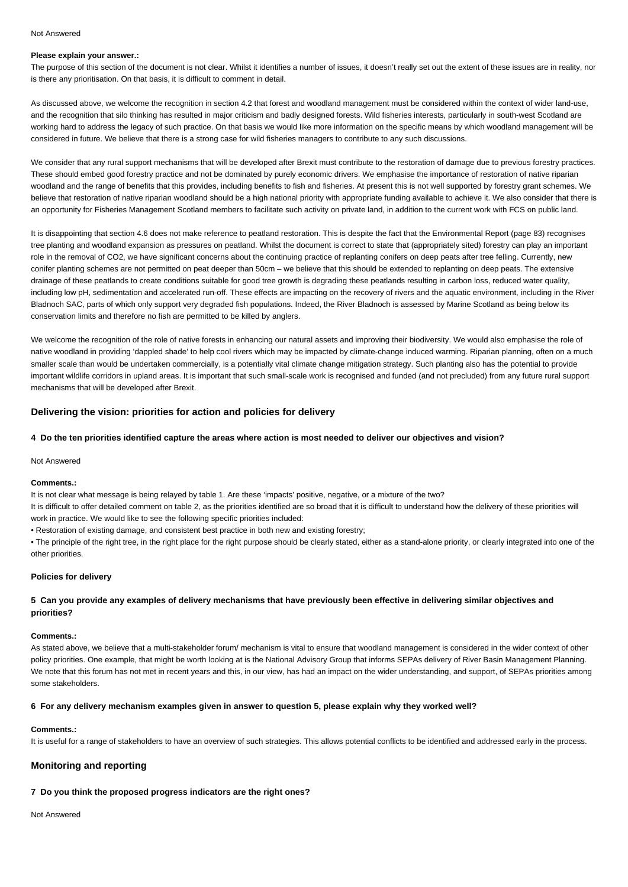Not Answered

**Please explain your answer.:**

The purpose of this section of the document is not clear. Whilst it identifies a number of issues, it doesn't really set out the extent of these issues are in reality, nor is there any prioritisation. On that basis, it is difficult to comment in detail.

As discussed above, we welcome the recognition in section 4.2 that forest and woodland management must be considered within the context of wider land-use, and the recognition that silo thinking has resulted in major criticism and badly designed forests. Wild fisheries interests, particularly in south-west Scotland are working hard to address the legacy of such practice. On that basis we would like more information on the specific means by which woodland management will be considered in future. We believe that there is a strong case for wild fisheries managers to contribute to any such discussions.

We consider that any rural support mechanisms that will be developed after Brexit must contribute to the restoration of damage due to previous forestry practices. These should embed good forestry practice and not be dominated by purely economic drivers. We emphasise the importance of restoration of native riparian woodland and the range of benefits that this provides, including benefits to fish and fisheries. At present this is not well supported by forestry grant schemes. We believe that restoration of native riparian woodland should be a high national priority with appropriate funding available to achieve it. We also consider that there is an opportunity for Fisheries Management Scotland members to facilitate such activity on private land, in addition to the current work with FCS on public land.

It is disappointing that section 4.6 does not make reference to peatland restoration. This is despite the fact that the Environmental Report (page 83) recognises tree planting and woodland expansion as pressures on peatland. Whilst the document is correct to state that (appropriately sited) forestry can play an important role in the removal of $CO_2$, we have significant concerns about the continuing practice of replanting conifers on deep peats after tree felling. Currently, new conifer planting schemes are not permitted on peat deeper than 50cm – we believe that this should be extended to replanting on deep peats. The extensive drainage of these peatlands to create conditions suitable for good tree growth is degrading these peatlands resulting in carbon loss, reduced water quality, including low pH, sedimentation and accelerated run-off. These effects are impacting on the recovery of rivers and the aquatic environment, including in the River Bladnoch SAC, parts of which only support very degraded fish populations. Indeed, the River Bladnoch is assessed by Marine Scotland as being below its conservation limits and therefore no fish are permitted to be killed by anglers.

We welcome the recognition of the role of native forests in enhancing our natural assets and improving their biodiversity. We would also emphasise the role of native woodland in providing 'dappled shade' to help cool rivers which may be impacted by climate-change induced warming. Riparian planning, often on a much smaller scale than would be undertaken commercially, is a potentially vital climate change mitigation strategy. Such planting also has the potential to provide important wildlife corridors in upland areas. It is important that such small-scale work is recognised and funded (and not precluded) from any future rural support mechanisms that will be developed after Brexit.

## Delivering the vision: priorities for action and policies for delivery

**4 Do the ten priorities identified capture the areas where action is most needed to deliver our objectives and vision?**

Not Answered

**Comments.:**

It is not clear what message is being relayed by table 1. Are these 'impacts' positive, negative, or a mixture of the two?

It is difficult to offer detailed comment on table 2, as the priorities identified are so broad that it is difficult to understand how the delivery of these priorities will work in practice. We would like to see the following specific priorities included:

- Restoration of existing damage, and consistent best practice in both new and existing forestry;
- The principle of the right tree, in the right place for the right purpose should be clearly stated, either as a stand-alone priority, or clearly integrated into one of the other priorities.

**Policies for delivery**

**5 Can you provide any examples of delivery mechanisms that have previously been effective in delivering similar objectives and priorities?**

**Comments.:**

As stated above, we believe that a multi-stakeholder forum/ mechanism is vital to ensure that woodland management is considered in the wider context of other policy priorities. One example, that might be worth looking at is the National Advisory Group that informs SEPAs delivery of River Basin Management Planning. We note that this forum has not met in recent years and this, in our view, has had an impact on the wider understanding, and support, of SEPAs priorities among some stakeholders.

**6 For any delivery mechanism examples given in answer to question 5, please explain why they worked well?**

**Comments.:**

It is useful for a range of stakeholders to have an overview of such strategies. This allows potential conflicts to be identified and addressed early in the process.

## Monitoring and reporting

**7 Do you think the proposed progress indicators are the right ones?**

Not Answered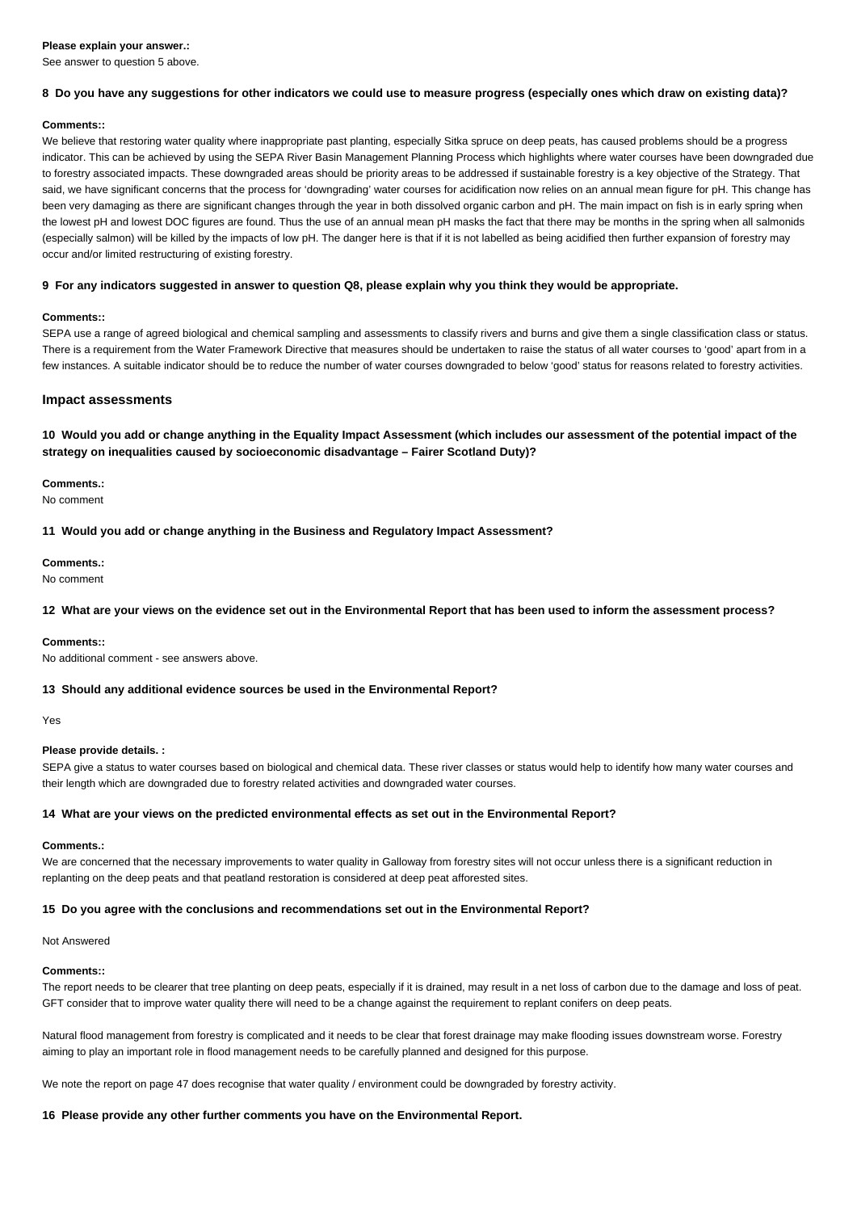**Please explain your answer.:**

See answer to question 5 above.

**8 Do you have any suggestions for other indicators we could use to measure progress (especially ones which draw on existing data)?**

**Comments::**

We believe that restoring water quality where inappropriate past planting, especially Sitka spruce on deep peats, has caused problems should be a progress indicator. This can be achieved by using the SEPA River Basin Management Planning Process which highlights where water courses have been downgraded due to forestry associated impacts. These downgraded areas should be priority areas to be addressed if sustainable forestry is a key objective of the Strategy. That said, we have significant concerns that the process for 'downgrading' water courses for acidification now relies on an annual mean figure for pH. This change has been very damaging as there are significant changes through the year in both dissolved organic carbon and pH. The main impact on fish is in early spring when the lowest pH and lowest DOC figures are found. Thus the use of an annual mean pH masks the fact that there may be months in the spring when all salmonids (especially salmon) will be killed by the impacts of low pH. The danger here is that if it is not labelled as being acidified then further expansion of forestry may occur and/or limited restructuring of existing forestry.

**9 For any indicators suggested in answer to question Q8, please explain why you think they would be appropriate.**

**Comments::**

SEPA use a range of agreed biological and chemical sampling and assessments to classify rivers and burns and give them a single classification class or status. There is a requirement from the Water Framework Directive that measures should be undertaken to raise the status of all water courses to 'good' apart from in a few instances. A suitable indicator should be to reduce the number of water courses downgraded to below 'good' status for reasons related to forestry activities.

## Impact assessments

### 10 Would you add or change anything in the Equality Impact Assessment (which includes our assessment of the potential impact of the strategy on inequalities caused by socioeconomic disadvantage – Fairer Scotland Duty)?

**Comments.:**

No comment

**11 Would you add or change anything in the Business and Regulatory Impact Assessment?**

**Comments.:**

No comment

**12 What are your views on the evidence set out in the Environmental Report that has been used to inform the assessment process?**

**Comments::**

No additional comment - see answers above.

**13 Should any additional evidence sources be used in the Environmental Report?**

Yes

**Please provide details. :**

SEPA give a status to water courses based on biological and chemical data. These river classes or status would help to identify how many water courses and their length which are downgraded due to forestry related activities and downgraded water courses.

**14 What are your views on the predicted environmental effects as set out in the Environmental Report?**

**Comments.:**

We are concerned that the necessary improvements to water quality in Galloway from forestry sites will not occur unless there is a significant reduction in replanting on the deep peats and that peatland restoration is considered at deep peat afforested sites.

**15 Do you agree with the conclusions and recommendations set out in the Environmental Report?**

Not Answered

**Comments::**

The report needs to be clearer that tree planting on deep peats, especially if it is drained, may result in a net loss of carbon due to the damage and loss of peat. GFT consider that to improve water quality there will need to be a change against the requirement to replant conifers on deep peats.

Natural flood management from forestry is complicated and it needs to be clear that forest drainage may make flooding issues downstream worse. Forestry aiming to play an important role in flood management needs to be carefully planned and designed for this purpose.

We note the report on page 47 does recognise that water quality / environment could be downgraded by forestry activity.

**16 Please provide any other further comments you have on the Environmental Report.**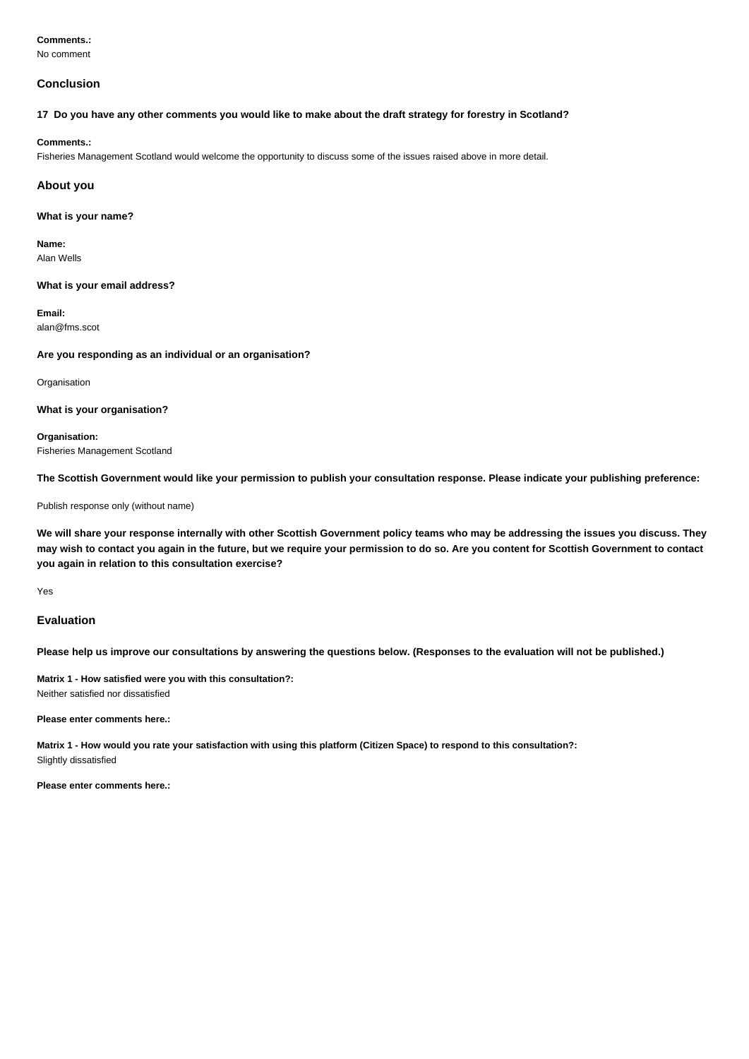**Comments.:**
No comment

## Conclusion

**17 Do you have any other comments you would like to make about the draft strategy for forestry in Scotland?**

**Comments.:**
Fisheries Management Scotland would welcome the opportunity to discuss some of the issues raised above in more detail.

## About you

**What is your name?**

**Name:**
Alan Wells

**What is your email address?**

**Email:**
alan@fms.scot

**Are you responding as an individual or an organisation?**

Organisation

**What is your organisation?**

**Organisation:**
Fisheries Management Scotland

**The Scottish Government would like your permission to publish your consultation response. Please indicate your publishing preference:**

Publish response only (without name)

**We will share your response internally with other Scottish Government policy teams who may be addressing the issues you discuss. They may wish to contact you again in the future, but we require your permission to do so. Are you content for Scottish Government to contact you again in relation to this consultation exercise?**

Yes

## Evaluation

**Please help us improve our consultations by answering the questions below. (Responses to the evaluation will not be published.)**

**Matrix 1 - How satisfied were you with this consultation?:**
Neither satisfied nor dissatisfied

**Please enter comments here.:**

**Matrix 1 - How would you rate your satisfaction with using this platform (Citizen Space) to respond to this consultation?:**
Slightly dissatisfied

**Please enter comments here.:**